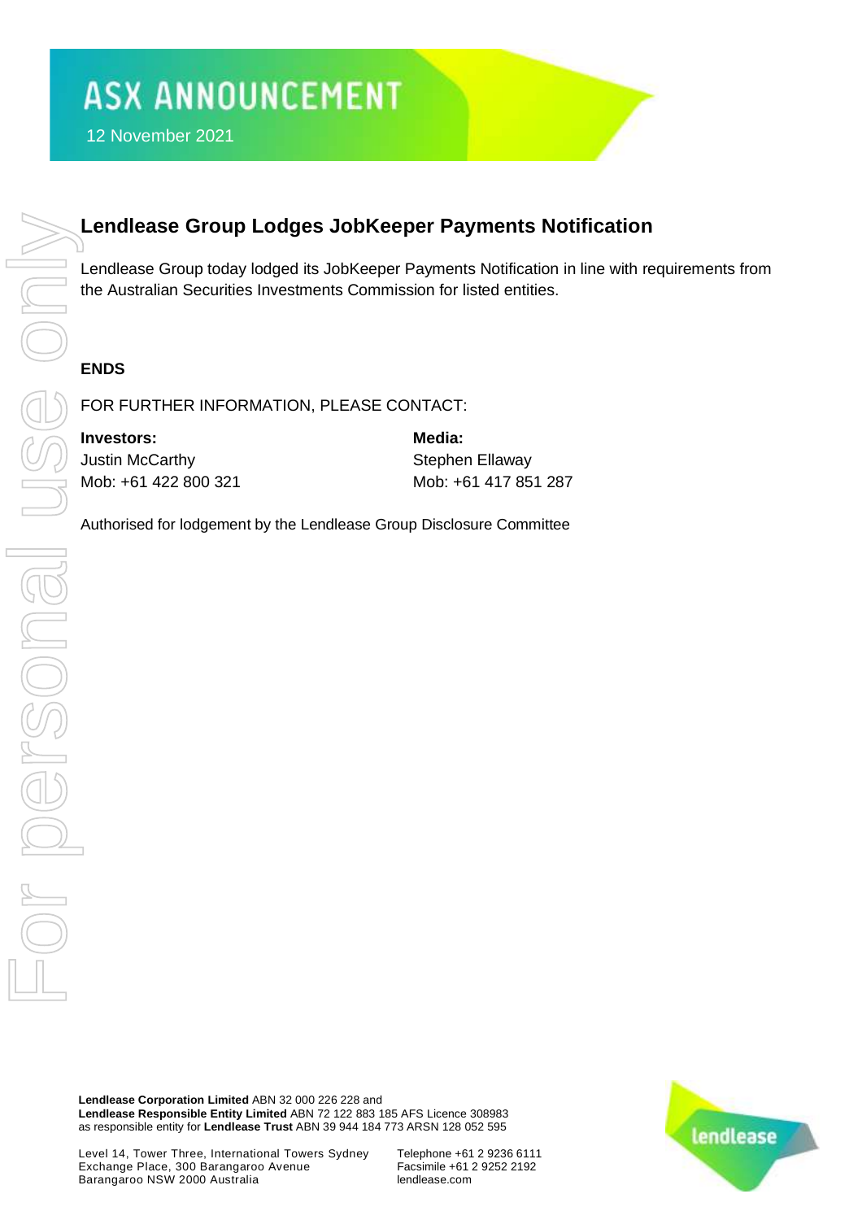# ASX ANNOUNCEMENT

12 November 2021

## Lendlease Group Lodges JobKeeper Payments Notification

Lendlease Group today lodged its JobKeeper Payments Notification in line with requirements from the Australian Securities Investments Commission for listed entities.

**ENDS**

FOR FURTHER INFORMATION, PLEASE CONTACT:

**Investors:**
Justin McCarthy
Mob: +61 422 800 321

**Media:**
Stephen Ellaway
Mob: +61 417 851 287

Authorised for lodgement by the Lendlease Group Disclosure Committee

**Lendlease Corporation Limited** ABN 32 000 226 228 and
**Lendlease Responsible Entity Limited** ABN 72 122 883 185 AFS Licence 308983
as responsible entity for **Lendlease Trust** ABN 39 944 184 773 ARSN 128 052 595

Level 14, Tower Three, International Towers Sydney
Exchange Place, 300 Barangaroo Avenue
Barangaroo NSW 2000 Australia

Telephone +61 2 9236 6111
Facsimile +61 2 9252 2192
lendlease.com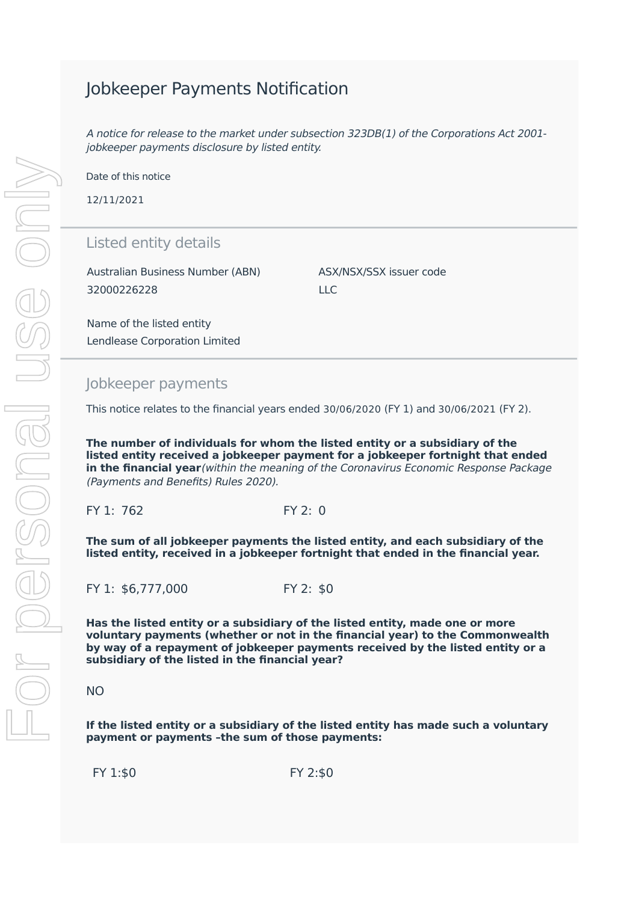# Jobkeeper Payments Notification

*A notice for release to the market under subsection 323DB(1) of the Corporations Act 2001- jobkeeper payments disclosure by listed entity.*

Date of this notice

12/11/2021

## Listed entity details

Australian Business Number (ABN)

32000226228

ASX/NSX/SSX issuer code

LLC

Name of the listed entity

Lendlease Corporation Limited

## Jobkeeper payments

This notice relates to the financial years ended 30/06/2020 (FY 1) and 30/06/2021 (FY 2).

**The number of individuals for whom the listed entity or a subsidiary of the listed entity received a jobkeeper payment for a jobkeeper fortnight that ended in the financial year***(within the meaning of the Coronavirus Economic Response Package (Payments and Benefits) Rules 2020).*

FY 1: 762

FY 2: 0

**The sum of all jobkeeper payments the listed entity, and each subsidiary of the listed entity, received in a jobkeeper fortnight that ended in the financial year.**

FY 1: $6,777,000

FY 2: $0

**Has the listed entity or a subsidiary of the listed entity, made one or more voluntary payments (whether or not in the financial year) to the Commonwealth by way of a repayment of jobkeeper payments received by the listed entity or a subsidiary of the listed in the financial year?**

NO

**If the listed entity or a subsidiary of the listed entity has made such a voluntary payment or payments –the sum of those payments:**

FY 1:$0

FY 2:$0